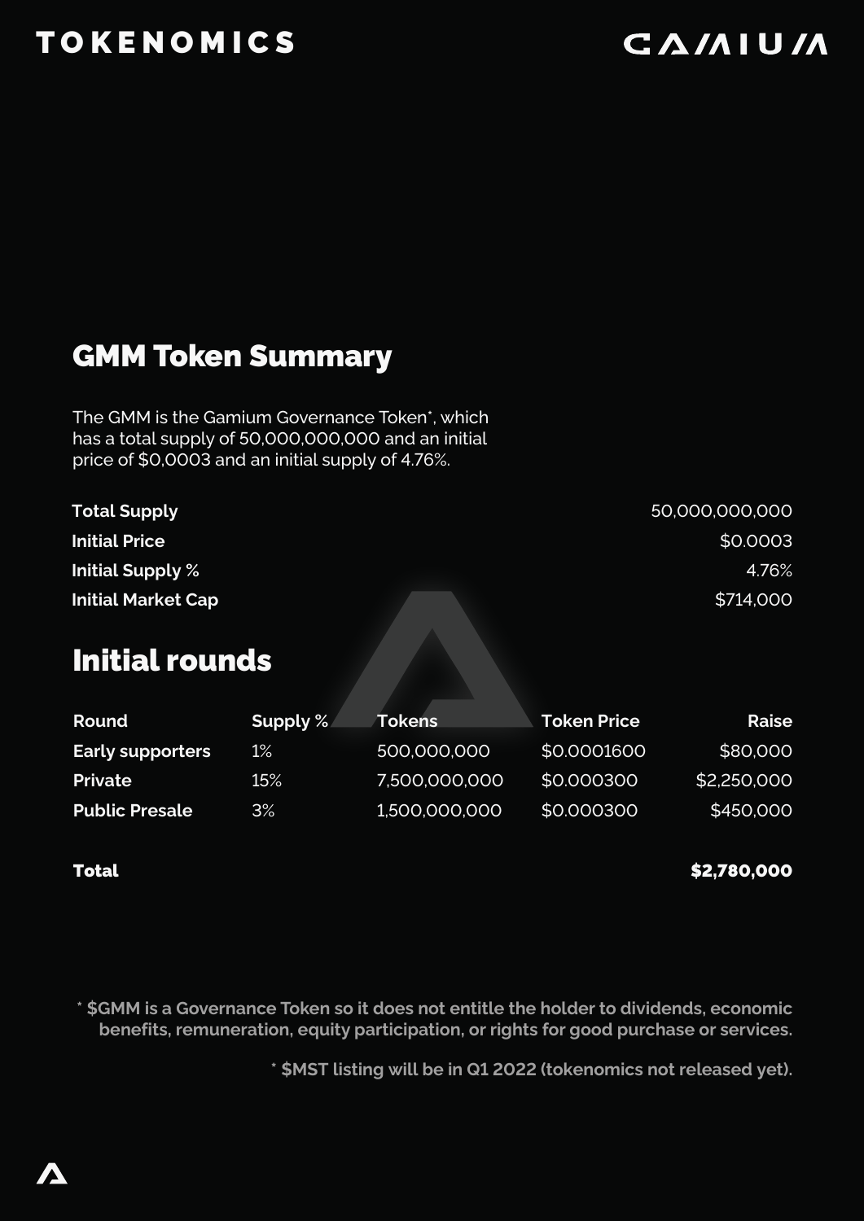# TOKENOMICS

## GMM Token Summary

The GMM is the Gamium Governance Token*, which has a total supply of 50,000,000,000 and an initial price of $0,0003 and an initial supply of 4.76%.

| | |
|---|---|
| **Total Supply** | 50,000,000,000 |
| **Initial Price** | $0.0003 |
| **Initial Supply %** | 4.76% |
| **Initial Market Cap** | $714,000 |

## Initial rounds

| Round | Supply % | Tokens | Token Price | Raise |
|---|---|---|---|---|
| **Early supporters** | 1% | 500,000,000 | $0.0001600 | $80,000 |
| **Private** | 15% | 7,500,000,000 | $0.000300 | $2,250,000 |
| **Public Presale** | 3% | 1,500,000,000 | $0.000300 | $450,000 |
| **Total** | | | | **$2,780,000** |

**\* $GMM is a Governance Token so it does not entitle the holder to dividends, economic benefits, remuneration, equity participation, or rights for good purchase or services.**

**\* $MST listing will be in Q1 2022 (tokenomics not released yet).**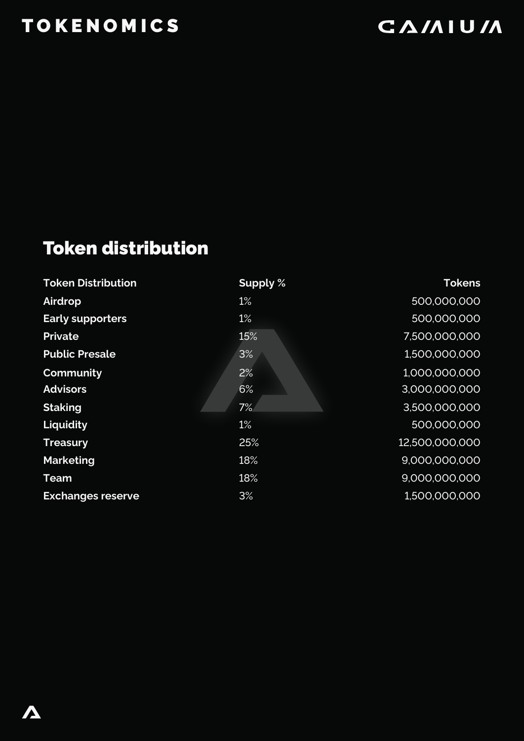## Token distribution

| Token Distribution | Supply % | Tokens |
|---|---|---|
| Airdrop | 1% | 500,000,000 |
| Early supporters | 1% | 500,000,000 |
| Private | 15% | 7,500,000,000 |
| Public Presale | 3% | 1,500,000,000 |
| Community | 2% | 1,000,000,000 |
| Advisors | 6% | 3,000,000,000 |
| Staking | 7% | 3,500,000,000 |
| Liquidity | 1% | 500,000,000 |
| Treasury | 25% | 12,500,000,000 |
| Marketing | 18% | 9,000,000,000 |
| Team | 18% | 9,000,000,000 |
| Exchanges reserve | 3% | 1,500,000,000 |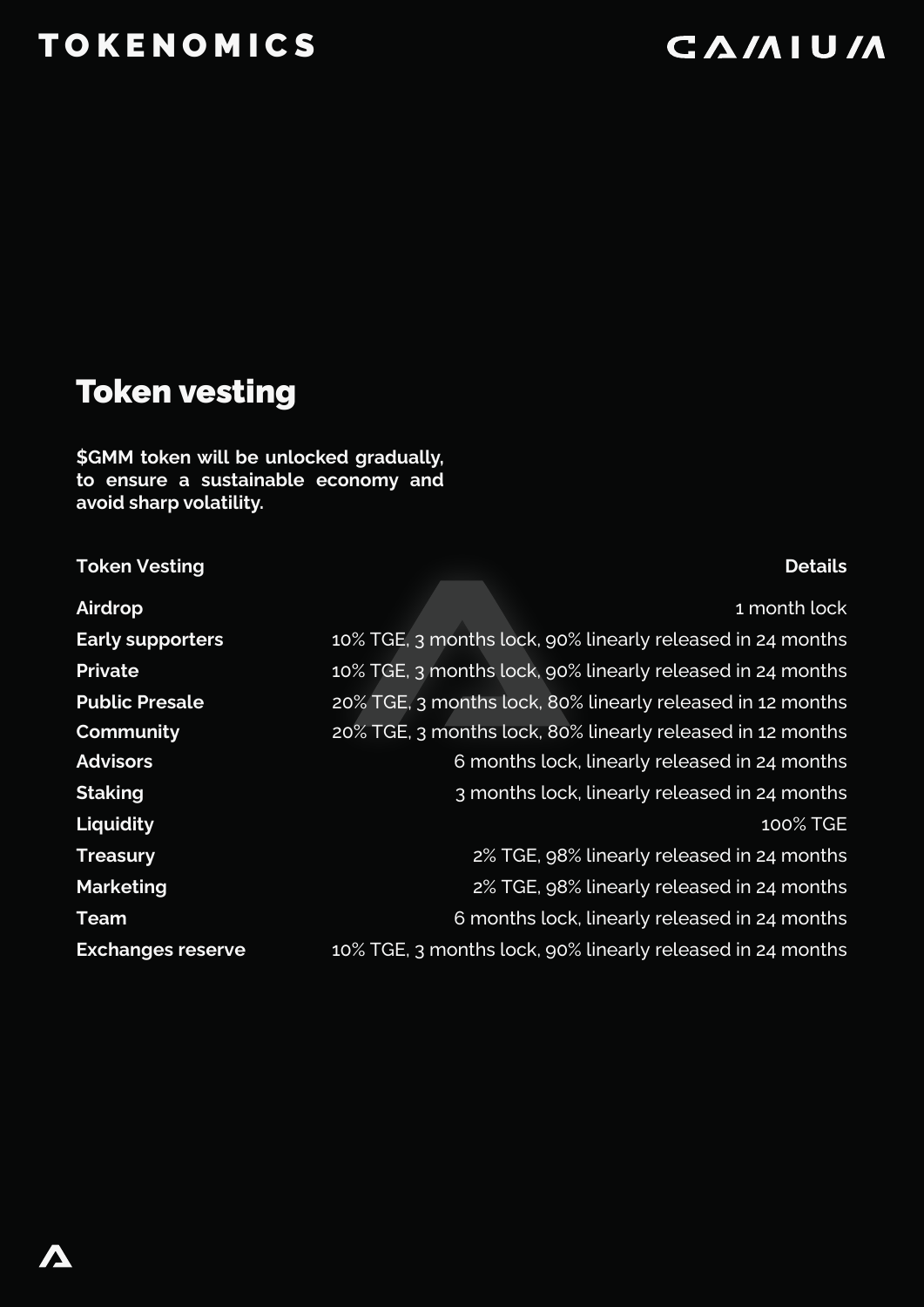## Token vesting

**$GMM token will be unlocked gradually, to ensure a sustainable economy and avoid sharp volatility.**

| Token Vesting | Details |
|---|---|
| Airdrop | 1 month lock |
| Early supporters | 10% TGE, 3 months lock, 90% linearly released in 24 months |
| Private | 10% TGE, 3 months lock, 90% linearly released in 24 months |
| Public Presale | 20% TGE, 3 months lock, 80% linearly released in 12 months |
| Community | 20% TGE, 3 months lock, 80% linearly released in 12 months |
| Advisors | 6 months lock, linearly released in 24 months |
| Staking | 3 months lock, linearly released in 24 months |
| Liquidity | 100% TGE |
| Treasury | 2% TGE, 98% linearly released in 24 months |
| Marketing | 2% TGE, 98% linearly released in 24 months |
| Team | 6 months lock, linearly released in 24 months |
| Exchanges reserve | 10% TGE, 3 months lock, 90% linearly released in 24 months |